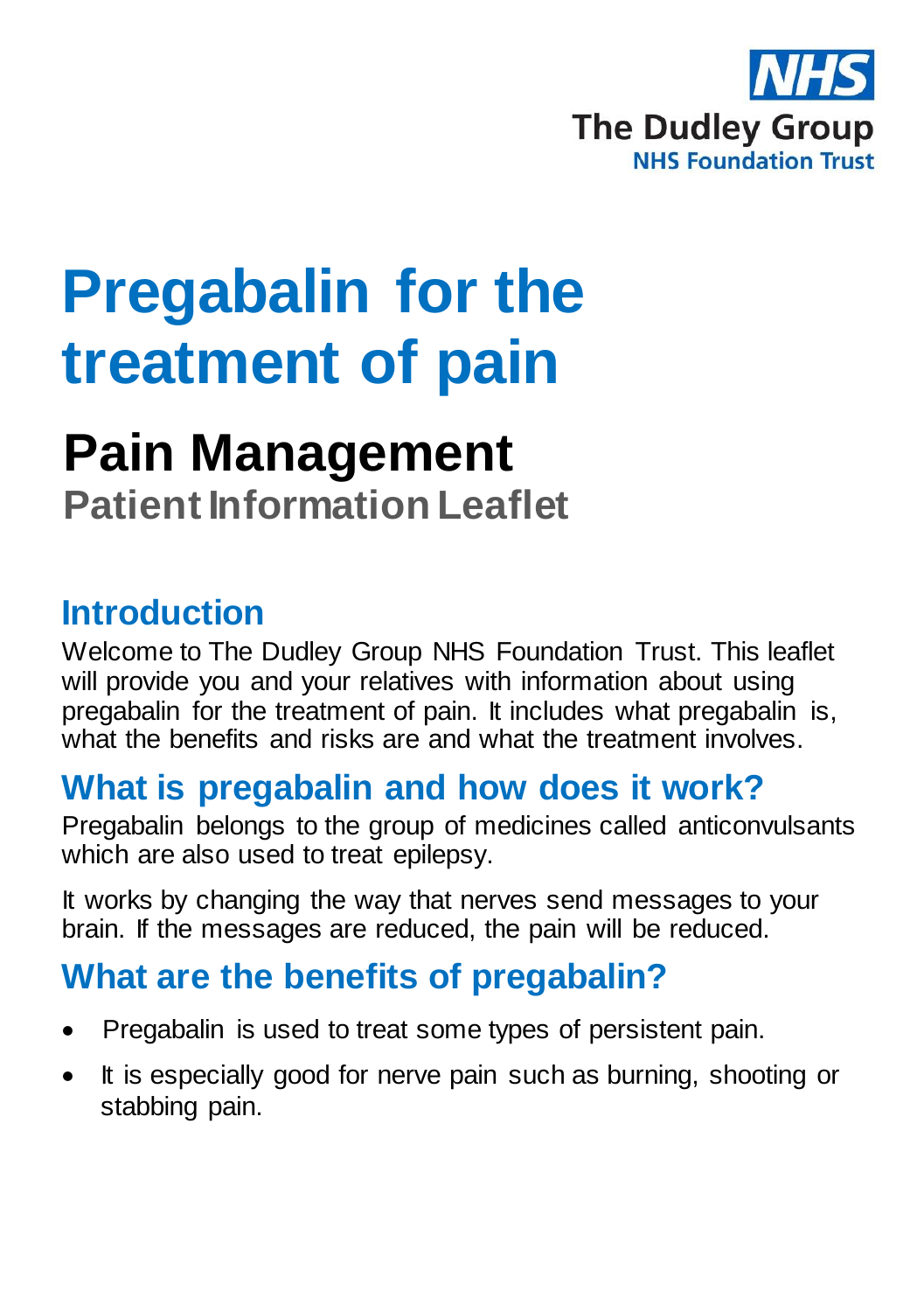NHS
The Dudley Group
NHS Foundation Trust

# Pregabalin for the treatment of pain

## Pain Management

**Patient Information Leaflet**

## Introduction

Welcome to The Dudley Group NHS Foundation Trust. This leaflet will provide you and your relatives with information about using pregabalin for the treatment of pain. It includes what pregabalin is, what the benefits and risks are and what the treatment involves.

## What is pregabalin and how does it work?

Pregabalin belongs to the group of medicines called anticonvulsants which are also used to treat epilepsy.

It works by changing the way that nerves send messages to your brain. If the messages are reduced, the pain will be reduced.

## What are the benefits of pregabalin?

- Pregabalin is used to treat some types of persistent pain.
- It is especially good for nerve pain such as burning, shooting or stabbing pain.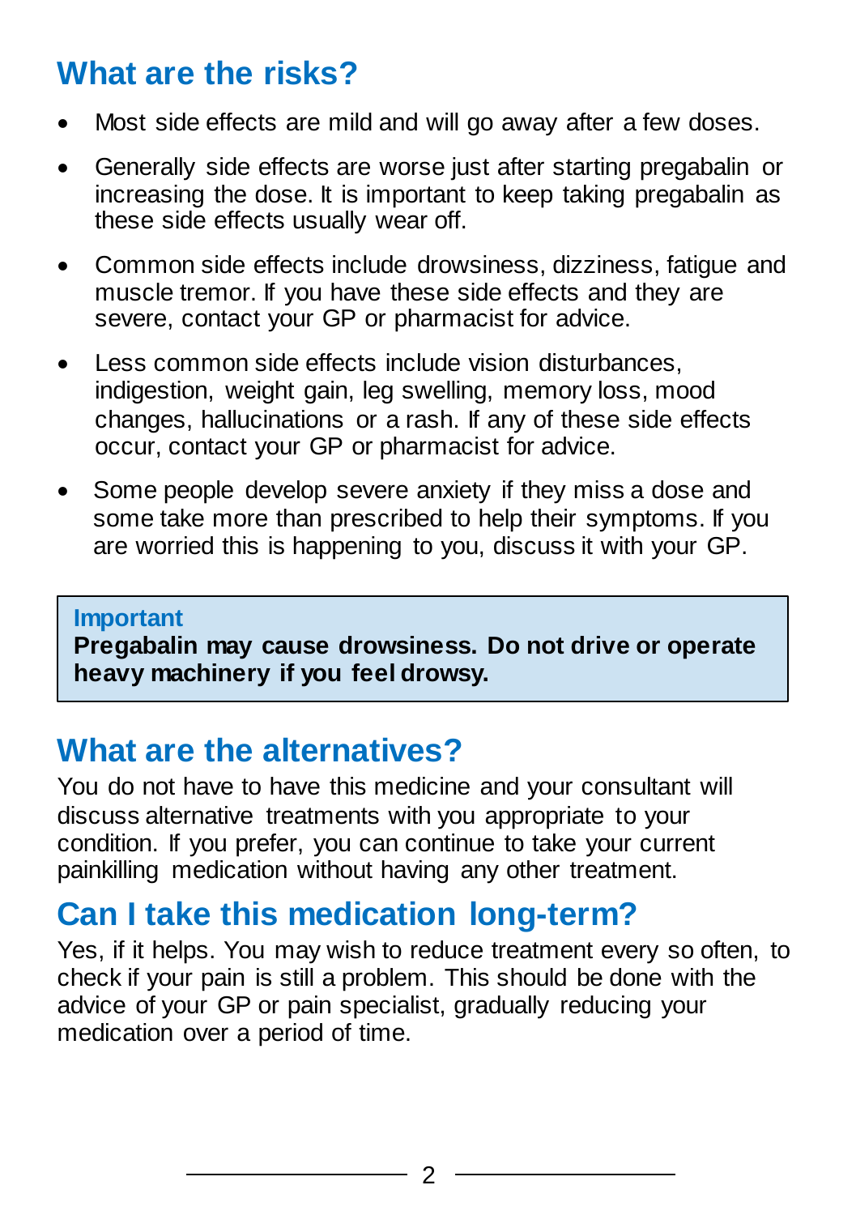## What are the risks?

- Most side effects are mild and will go away after a few doses.
- Generally side effects are worse just after starting pregabalin or increasing the dose. It is important to keep taking pregabalin as these side effects usually wear off.
- Common side effects include drowsiness, dizziness, fatigue and muscle tremor. If you have these side effects and they are severe, contact your GP or pharmacist for advice.
- Less common side effects include vision disturbances, indigestion, weight gain, leg swelling, memory loss, mood changes, hallucinations or a rash. If any of these side effects occur, contact your GP or pharmacist for advice.
- Some people develop severe anxiety if they miss a dose and some take more than prescribed to help their symptoms. If you are worried this is happening to you, discuss it with your GP.

> **Important**
> **Pregabalin may cause drowsiness. Do not drive or operate heavy machinery if you feel drowsy.**

## What are the alternatives?

You do not have to have this medicine and your consultant will discuss alternative treatments with you appropriate to your condition. If you prefer, you can continue to take your current painkilling medication without having any other treatment.

## Can I take this medication long-term?

Yes, if it helps. You may wish to reduce treatment every so often, to check if your pain is still a problem. This should be done with the advice of your GP or pain specialist, gradually reducing your medication over a period of time.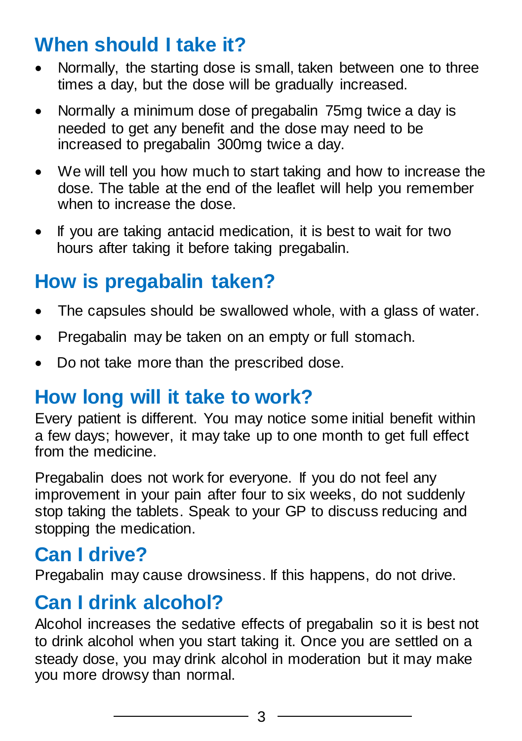## When should I take it?

- Normally, the starting dose is small, taken between one to three times a day, but the dose will be gradually increased.
- Normally a minimum dose of pregabalin 75mg twice a day is needed to get any benefit and the dose may need to be increased to pregabalin 300mg twice a day.
- We will tell you how much to start taking and how to increase the dose. The table at the end of the leaflet will help you remember when to increase the dose.
- If you are taking antacid medication, it is best to wait for two hours after taking it before taking pregabalin.

## How is pregabalin taken?

- The capsules should be swallowed whole, with a glass of water.
- Pregabalin may be taken on an empty or full stomach.
- Do not take more than the prescribed dose.

## How long will it take to work?

Every patient is different. You may notice some initial benefit within a few days; however, it may take up to one month to get full effect from the medicine.

Pregabalin does not work for everyone. If you do not feel any improvement in your pain after four to six weeks, do not suddenly stop taking the tablets. Speak to your GP to discuss reducing and stopping the medication.

## Can I drive?

Pregabalin may cause drowsiness. If this happens, do not drive.

## Can I drink alcohol?

Alcohol increases the sedative effects of pregabalin so it is best not to drink alcohol when you start taking it. Once you are settled on a steady dose, you may drink alcohol in moderation but it may make you more drowsy than normal.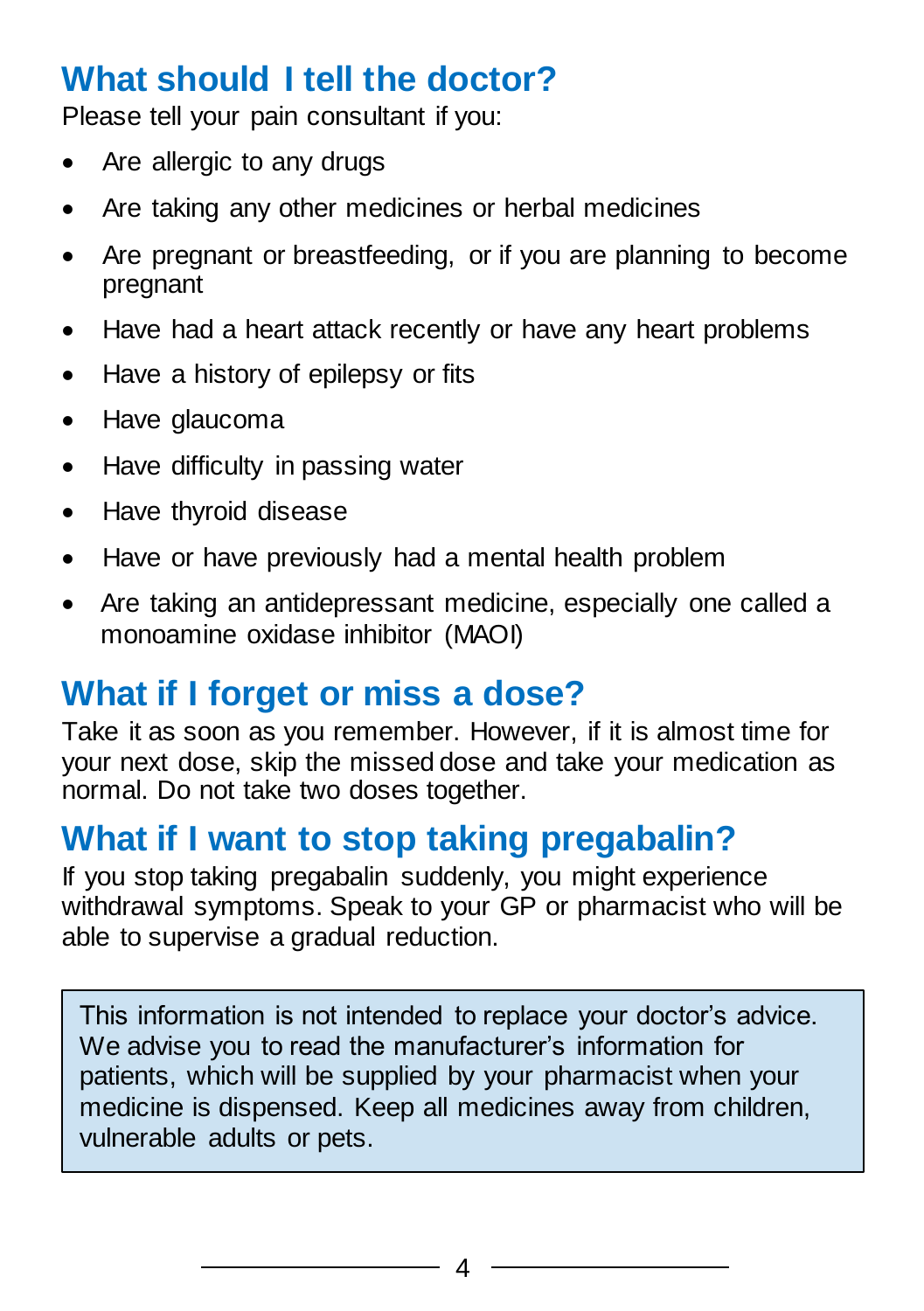## What should I tell the doctor?

Please tell your pain consultant if you:

- Are allergic to any drugs
- Are taking any other medicines or herbal medicines
- Are pregnant or breastfeeding, or if you are planning to become pregnant
- Have had a heart attack recently or have any heart problems
- Have a history of epilepsy or fits
- Have glaucoma
- Have difficulty in passing water
- Have thyroid disease
- Have or have previously had a mental health problem
- Are taking an antidepressant medicine, especially one called a monoamine oxidase inhibitor (MAOI)

## What if I forget or miss a dose?

Take it as soon as you remember. However, if it is almost time for your next dose, skip the missed dose and take your medication as normal. Do not take two doses together.

## What if I want to stop taking pregabalin?

If you stop taking pregabalin suddenly, you might experience withdrawal symptoms. Speak to your GP or pharmacist who will be able to supervise a gradual reduction.

> This information is not intended to replace your doctor's advice. We advise you to read the manufacturer's information for patients, which will be supplied by your pharmacist when your medicine is dispensed. Keep all medicines away from children, vulnerable adults or pets.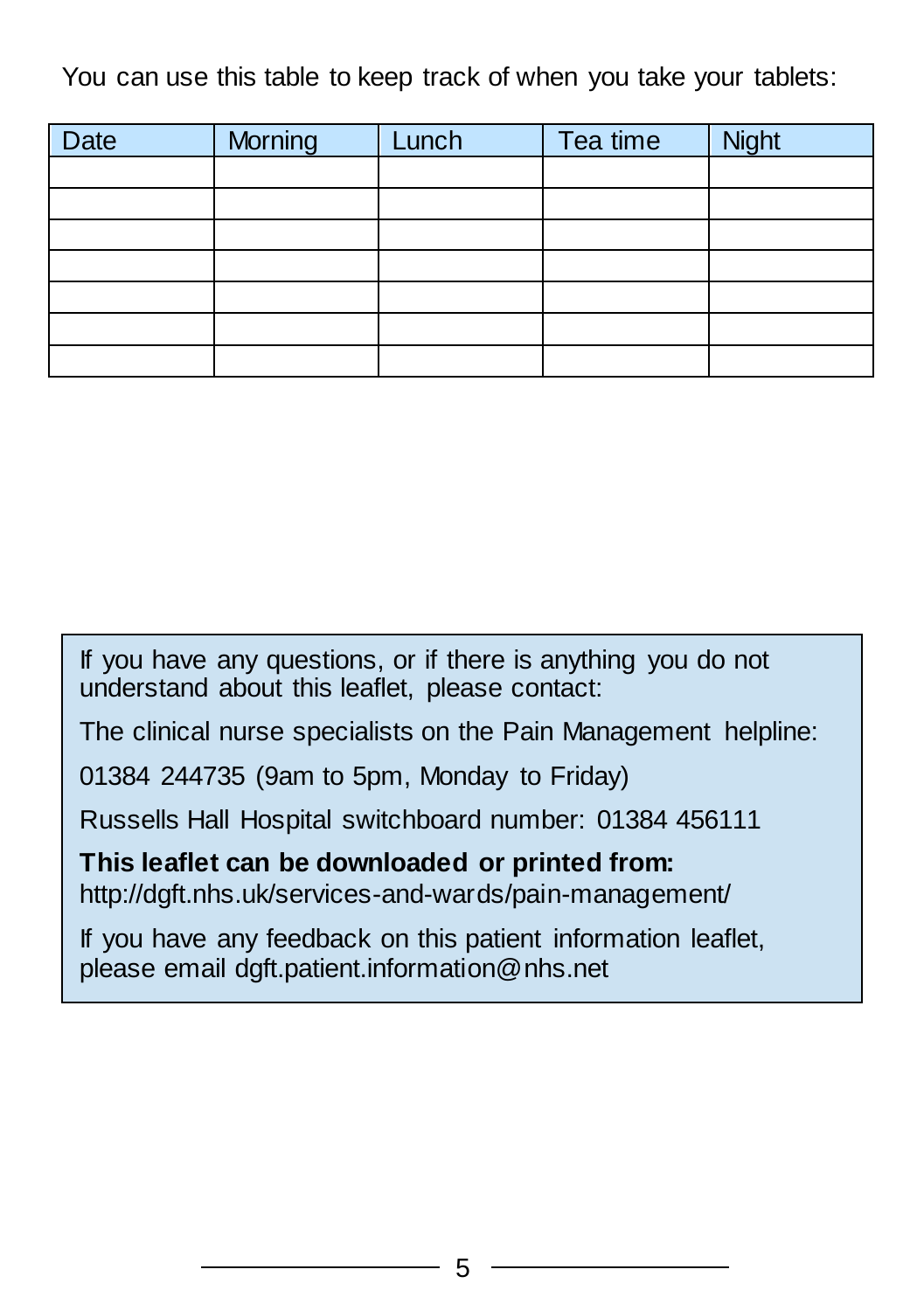You can use this table to keep track of when you take your tablets:

| Date | Morning | Lunch | Tea time | Night |
|---|---|---|---|---|
| | | | | |
| | | | | |
| | | | | |
| | | | | |
| | | | | |
| | | | | |
| | | | | |

If you have any questions, or if there is anything you do not understand about this leaflet, please contact:

The clinical nurse specialists on the Pain Management helpline:

01384 244735 (9am to 5pm, Monday to Friday)

Russells Hall Hospital switchboard number: 01384 456111

**This leaflet can be downloaded or printed from:**
http://dgft.nhs.uk/services-and-wards/pain-management/

If you have any feedback on this patient information leaflet, please email dgft.patient.information@nhs.net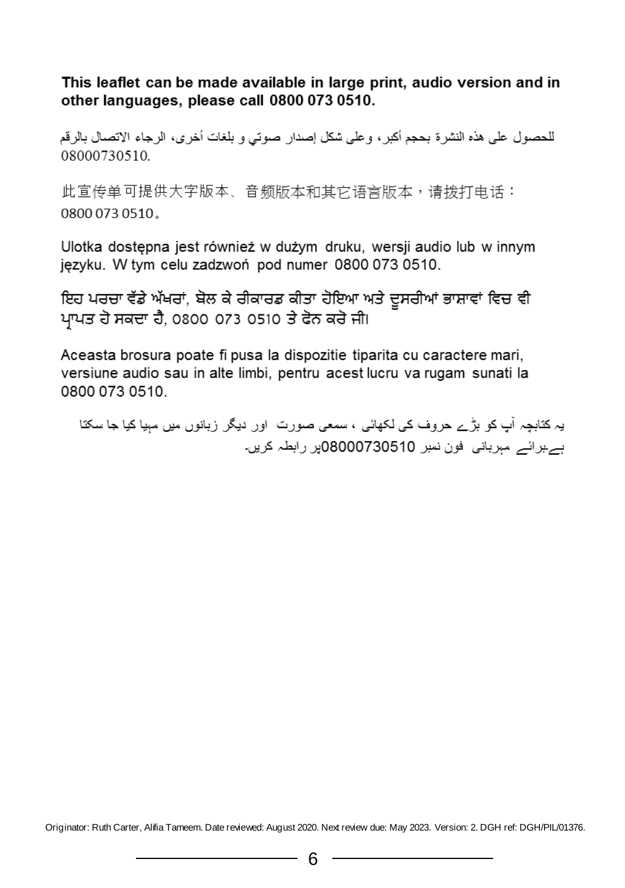**This leaflet can be made available in large print, audio version and in other languages, please call 0800 073 0510.**

للحصول على هذه النشرة بحجم أكبر، وعلى شكل إصدار صوتي و بلغات أخرى، الرجاء الاتصال بالرقم 08000730510.

此宣传单可提供大字版本、音频版本和其它语言版本，请拨打电话：0800 073 0510。

Ulotka dostępna jest również w dużym druku, wersji audio lub w innym języku. W tym celu zadzwoń pod numer 0800 073 0510.

ਇਹ ਪਰਚਾ ਵੱਡੇ ਅੱਖਰਾਂ, ਬੋਲ ਕੇ ਰੀਕਾਰਡ ਕੀਤਾ ਹੋਇਆ ਅਤੇ ਦੂਸਰੀਆਂ ਭਾਸ਼ਾਵਾਂ ਵਿਚ ਵੀ ਪ੍ਰਾਪਤ ਹੋ ਸਕਦਾ ਹੈ, 0800 073 0510 ਤੇ ਫੋਨ ਕਰੋ ਜੀ।

Aceasta brosura poate fi pusa la dispozitie tiparita cu caractere mari, versiune audio sau in alte limbi, pentru acest lucru va rugam sunati la 0800 073 0510.

یہ کتابچہ آپ کو بڑے حروف کی لکھائی ، سمعی صورت اور دیگر زبانوں میں مہیا کیا جا سکتا ہے۔برائے مہربانی فون نمبر 08000730510پر رابطہ کریں۔

Originator: Ruth Carter, Alifia Tameem. Date reviewed: August 2020. Next review due: May 2023. Version: 2. DGH ref: DGH/PIL/01376.